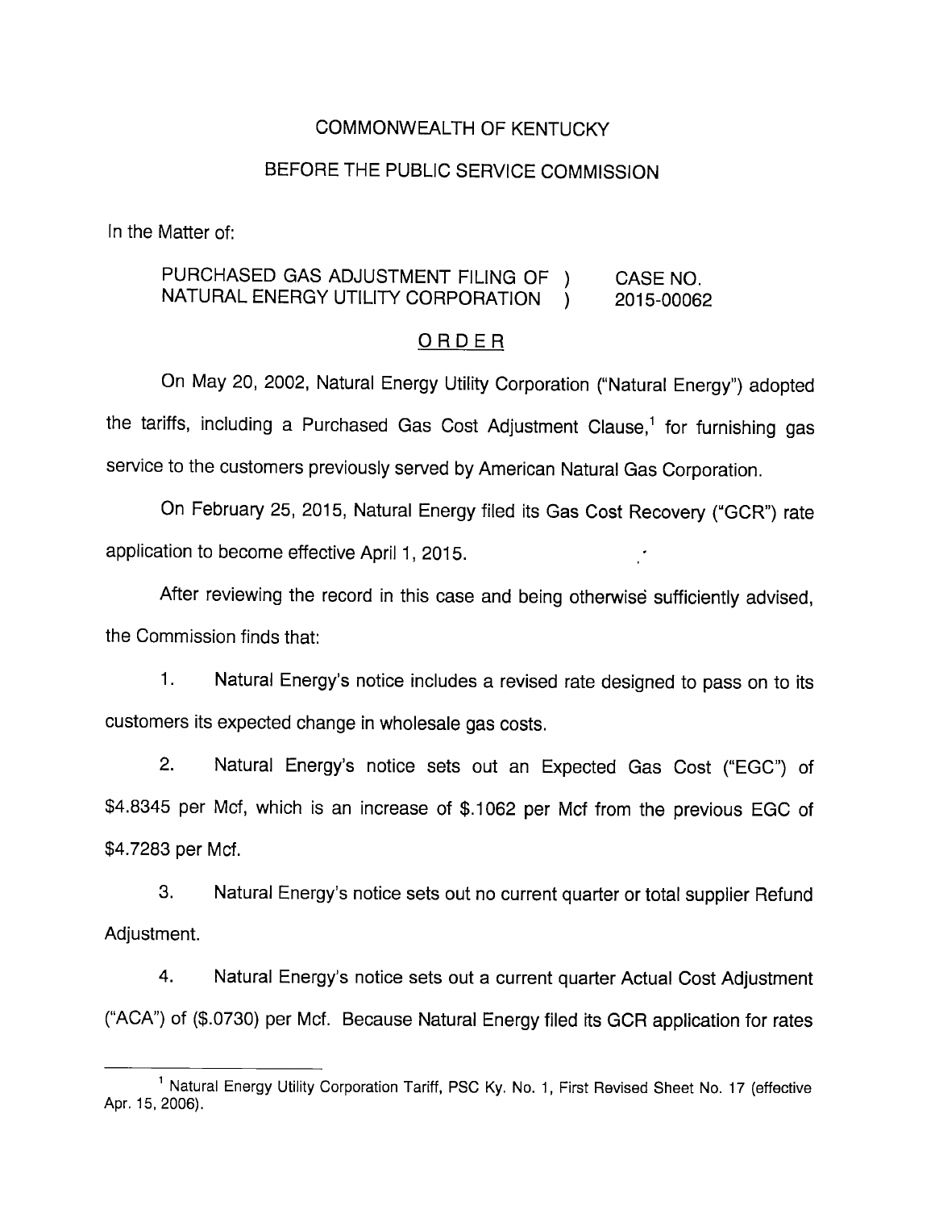COMMONWEALTH OF KENTUCKY

BEFORE THE PUBLIC SERVICE COMMISSION

In the Matter of:

| | | |
|---|---|---|
| PURCHASED GAS ADJUSTMENT FILING OF NATURAL ENERGY UTILITY CORPORATION | ) ) | CASE NO. 2015-00062 |

## ORDER

On May 20, 2002, Natural Energy Utility Corporation ("Natural Energy") adopted the tariffs, including a Purchased Gas Cost Adjustment Clause,[1] for furnishing gas service to the customers previously served by American Natural Gas Corporation.

On February 25, 2015, Natural Energy filed its Gas Cost Recovery ("GCR") rate application to become effective April 1, 2015.

After reviewing the record in this case and being otherwise sufficiently advised, the Commission finds that:

1. Natural Energy's notice includes a revised rate designed to pass on to its customers its expected change in wholesale gas costs.

2. Natural Energy's notice sets out an Expected Gas Cost ("EGC") of \$4.8345 per Mcf, which is an increase of \$.1062 per Mcf from the previous EGC of \$4.7283 per Mcf.

3. Natural Energy's notice sets out no current quarter or total supplier Refund Adjustment.

4. Natural Energy's notice sets out a current quarter Actual Cost Adjustment ("ACA") of (\$.0730) per Mcf. Because Natural Energy filed its GCR application for rates

[1] Natural Energy Utility Corporation Tariff, PSC Ky. No. 1, First Revised Sheet No. 17 (effective Apr. 15, 2006).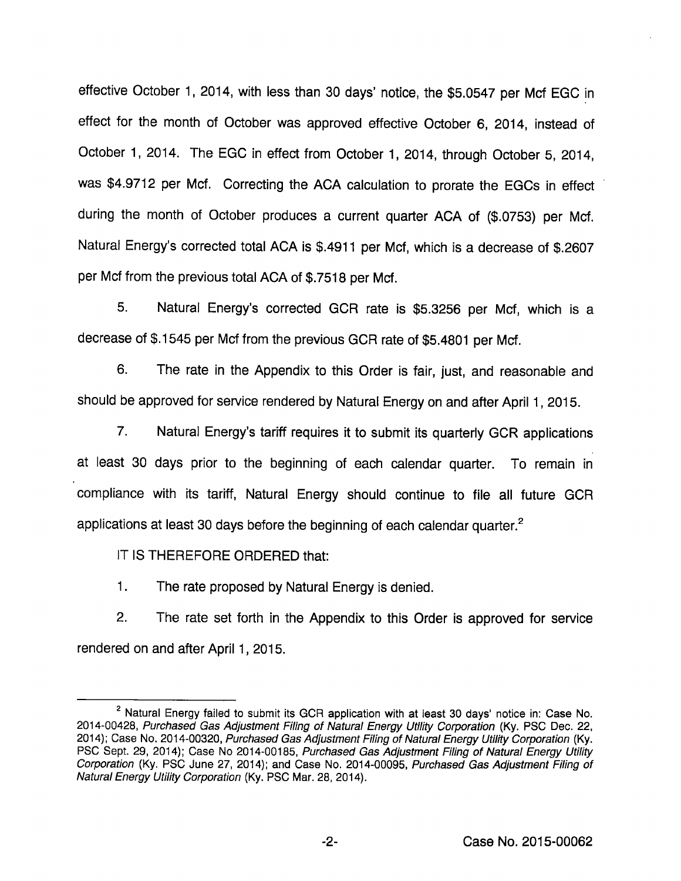effective October 1, 2014, with less than 30 days' notice, the $5.0547 per Mcf EGC in effect for the month of October was approved effective October 6, 2014, instead of October 1, 2014. The EGC in effect from October 1, 2014, through October 5, 2014, was $4.9712 per Mcf. Correcting the ACA calculation to prorate the EGCs in effect during the month of October produces a current quarter ACA of ($.0753) per Mcf. Natural Energy's corrected total ACA is $.4911 per Mcf, which is a decrease of $.2607 per Mcf from the previous total ACA of $.7518 per Mcf.

5. Natural Energy's corrected GCR rate is $5.3256 per Mcf, which is a decrease of $.1545 per Mcf from the previous GCR rate of $5.4801 per Mcf.

6. The rate in the Appendix to this Order is fair, just, and reasonable and should be approved for service rendered by Natural Energy on and after April 1, 2015.

7. Natural Energy's tariff requires it to submit its quarterly GCR applications at least 30 days prior to the beginning of each calendar quarter. To remain in compliance with its tariff, Natural Energy should continue to file all future GCR applications at least 30 days before the beginning of each calendar quarter.[2]

IT IS THEREFORE ORDERED that:

1. The rate proposed by Natural Energy is denied.

2. The rate set forth in the Appendix to this Order is approved for service rendered on and after April 1, 2015.

---

[2] Natural Energy failed to submit its GCR application with at least 30 days' notice in: Case No. 2014-00428, *Purchased Gas Adjustment Filing of Natural Energy Utility Corporation* (Ky. PSC Dec. 22, 2014); Case No. 2014-00320, *Purchased Gas Adjustment Filing of Natural Energy Utility Corporation* (Ky. PSC Sept. 29, 2014); Case No 2014-00185, *Purchased Gas Adjustment Filing of Natural Energy Utility Corporation* (Ky. PSC June 27, 2014); and Case No. 2014-00095, *Purchased Gas Adjustment Filing of Natural Energy Utility Corporation* (Ky. PSC Mar. 28, 2014).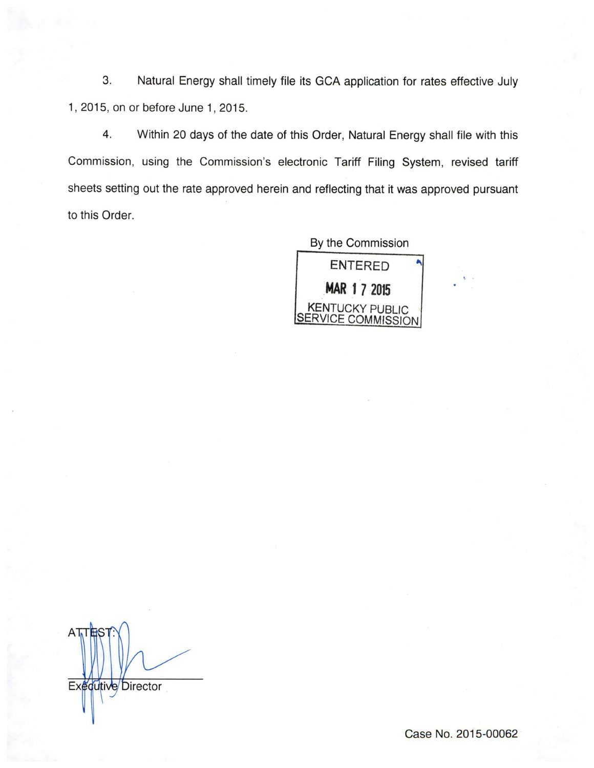3. Natural Energy shall timely file its GCA application for rates effective July 1, 2015, on or before June 1, 2015.

4. Within 20 days of the date of this Order, Natural Energy shall file with this Commission, using the Commission's electronic Tariff Filing System, revised tariff sheets setting out the rate approved herein and reflecting that it was approved pursuant to this Order.

By the Commission

ENTERED

MAR 17 2015

KENTUCKY PUBLIC SERVICE COMMISSION

ATTEST:

Executive Director

Case No. 2015-00062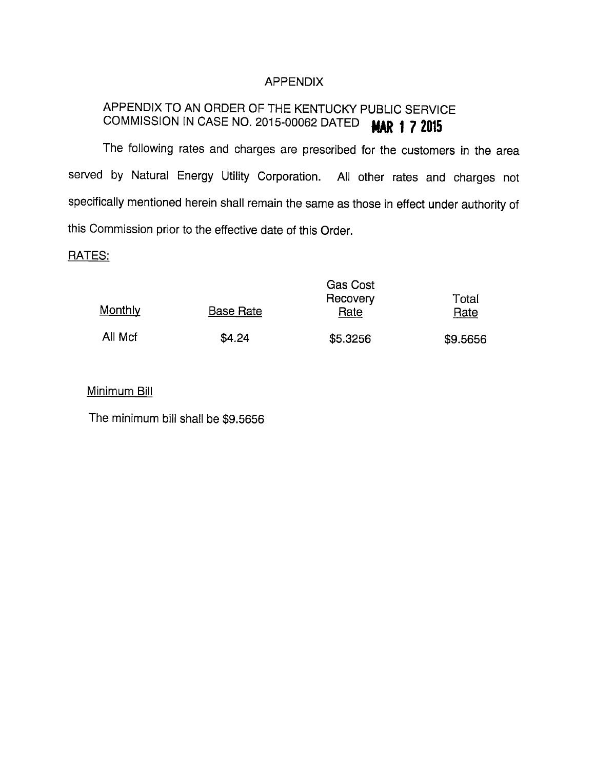# APPENDIX

## APPENDIX TO AN ORDER OF THE KENTUCKY PUBLIC SERVICE COMMISSION IN CASE NO. 2015-00062 DATED MAR 17 2015

The following rates and charges are prescribed for the customers in the area served by Natural Energy Utility Corporation. All other rates and charges not specifically mentioned herein shall remain the same as those in effect under authority of this Commission prior to the effective date of this Order.

RATES:

| Monthly | Base Rate | Gas Cost Recovery Rate | Total Rate |
|---|---|---|---|
| All Mcf | $4.24 | $5.3256 | $9.5656 |

Minimum Bill

The minimum bill shall be $9.5656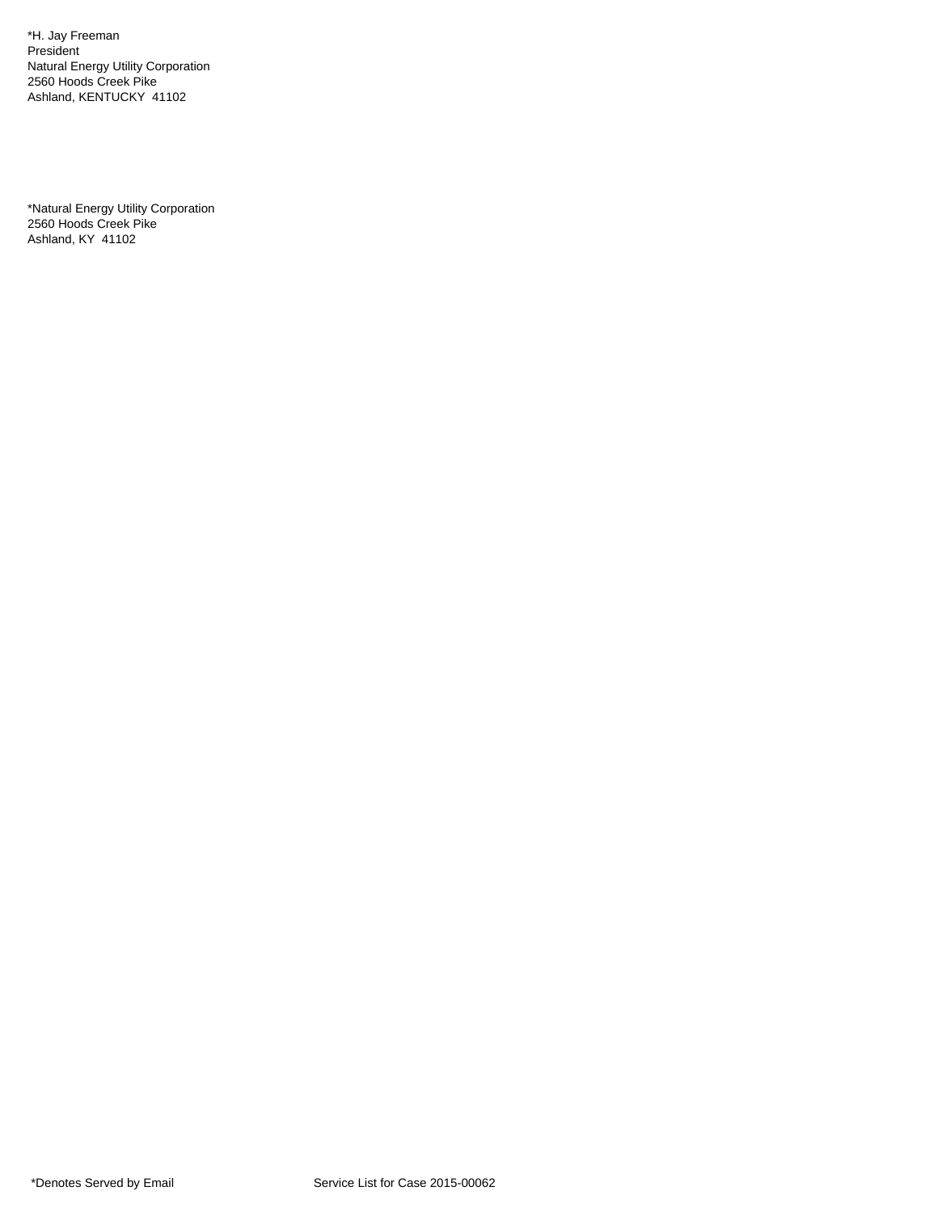*H. Jay Freeman
President
Natural Energy Utility Corporation
2560 Hoods Creek Pike
Ashland, KENTUCKY  41102

*Natural Energy Utility Corporation
2560 Hoods Creek Pike
Ashland, KY  41102

*Denotes Served by Email

Service List for Case 2015-00062